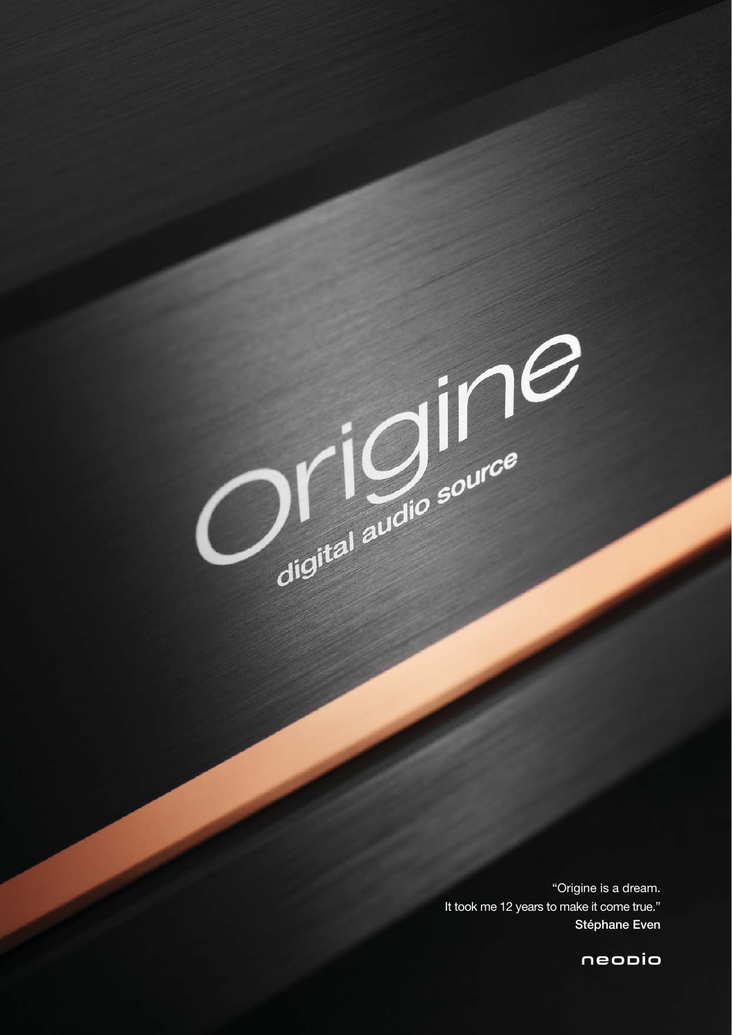# Origine

digital audio source

"Origine is a dream.
It took me 12 years to make it come true."
**Stéphane Even**

neodio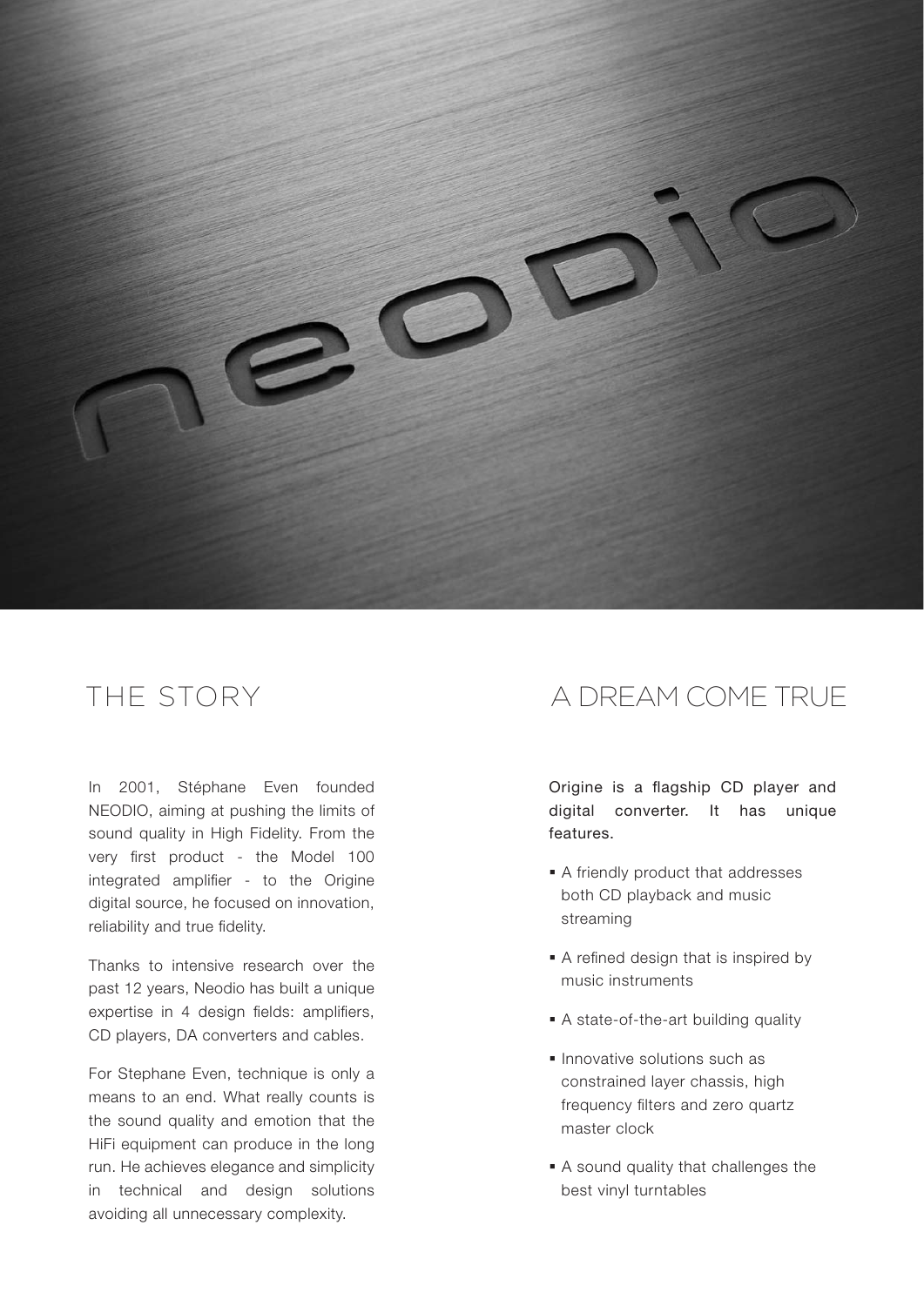## THE STORY

In 2001, Stéphane Even founded NEODIO, aiming at pushing the limits of sound quality in High Fidelity. From the very first product - the Model 100 integrated amplifier - to the Origine digital source, he focused on innovation, reliability and true fidelity.

Thanks to intensive research over the past 12 years, Neodio has built a unique expertise in 4 design fields: amplifiers, CD players, DA converters and cables.

For Stephane Even, technique is only a means to an end. What really counts is the sound quality and emotion that the HiFi equipment can produce in the long run. He achieves elegance and simplicity in technical and design solutions avoiding all unnecessary complexity.

## A DREAM COME TRUE

Origine is a flagship CD player and digital converter. It has unique features.

- A friendly product that addresses both CD playback and music streaming
- A refined design that is inspired by music instruments
- A state-of-the-art building quality
- Innovative solutions such as constrained layer chassis, high frequency filters and zero quartz master clock
- A sound quality that challenges the best vinyl turntables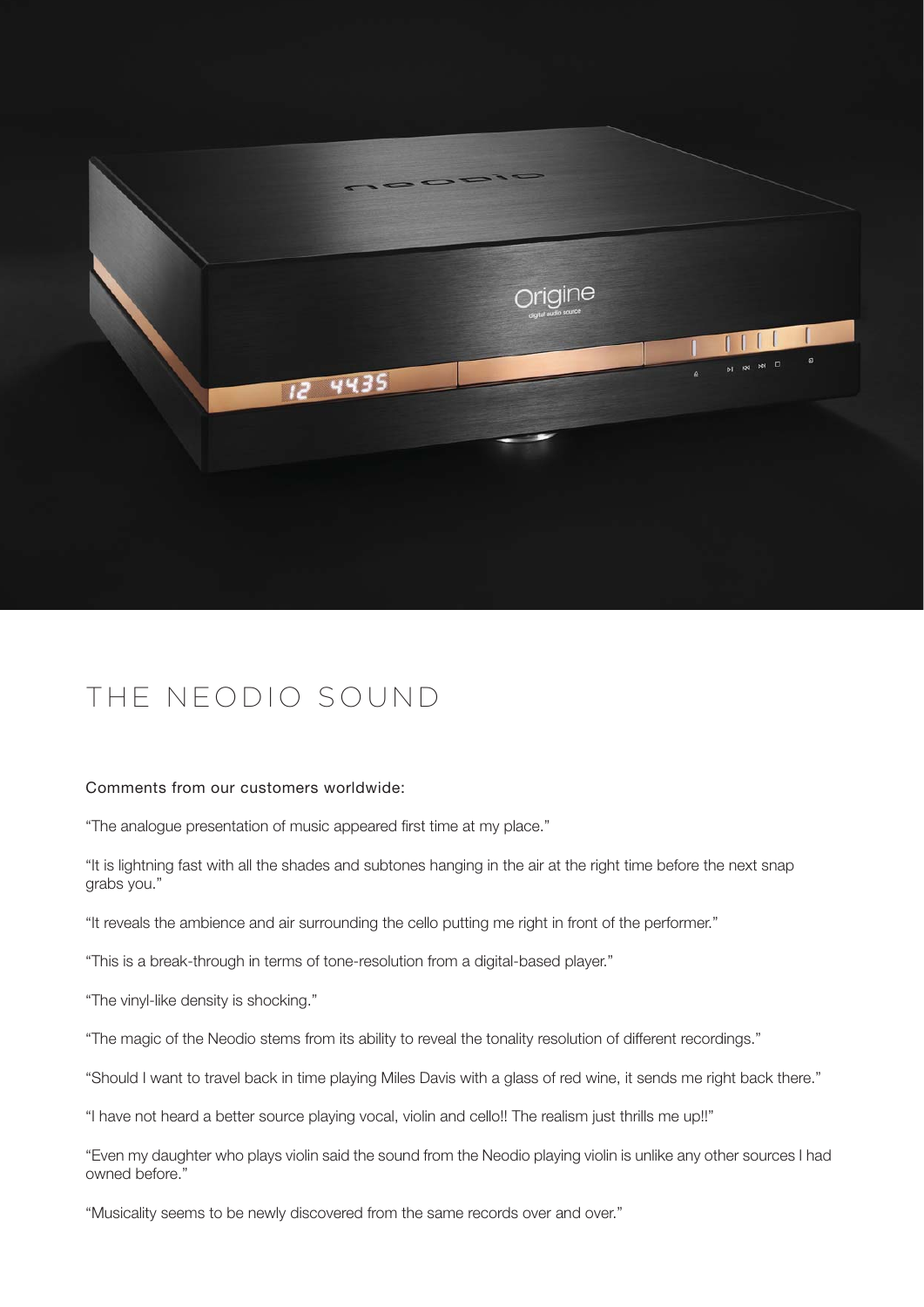# THE NEODIO SOUND

Comments from our customers worldwide:

"The analogue presentation of music appeared first time at my place."

"It is lightning fast with all the shades and subtones hanging in the air at the right time before the next snap grabs you."

"It reveals the ambience and air surrounding the cello putting me right in front of the performer."

"This is a break-through in terms of tone-resolution from a digital-based player."

"The vinyl-like density is shocking."

"The magic of the Neodio stems from its ability to reveal the tonality resolution of different recordings."

"Should I want to travel back in time playing Miles Davis with a glass of red wine, it sends me right back there."

"I have not heard a better source playing vocal, violin and cello!! The realism just thrills me up!!"

"Even my daughter who plays violin said the sound from the Neodio playing violin is unlike any other sources I had owned before."

"Musicality seems to be newly discovered from the same records over and over."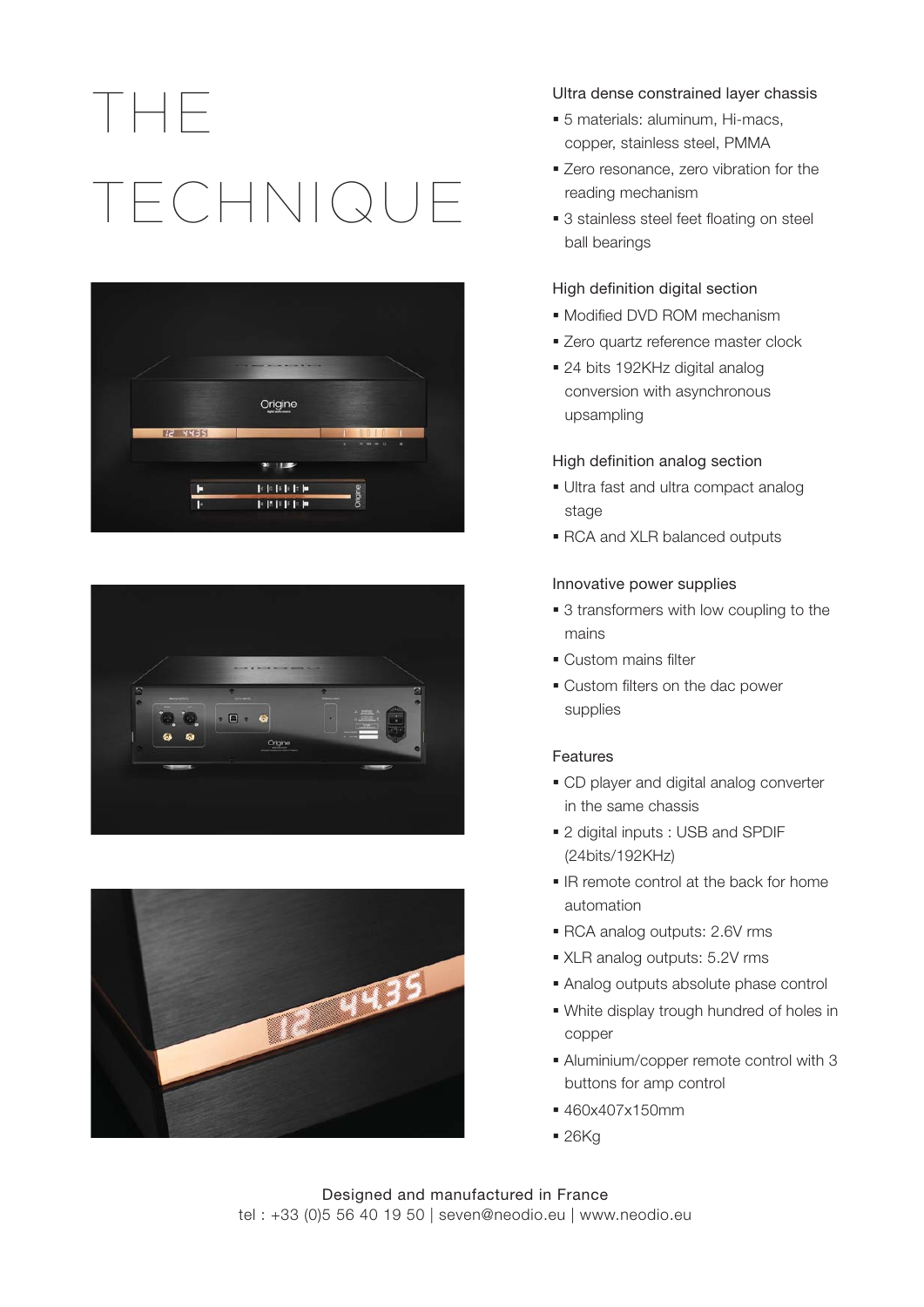# THE TECHNIQUE

### Ultra dense constrained layer chassis

- 5 materials: aluminum, Hi-macs, copper, stainless steel, PMMA
- Zero resonance, zero vibration for the reading mechanism
- 3 stainless steel feet floating on steel ball bearings

### High definition digital section

- Modified DVD ROM mechanism
- Zero quartz reference master clock
- 24 bits 192KHz digital analog conversion with asynchronous upsampling

### High definition analog section

- Ultra fast and ultra compact analog stage
- RCA and XLR balanced outputs

### Innovative power supplies

- 3 transformers with low coupling to the mains
- Custom mains filter
- Custom filters on the dac power supplies

### Features

- CD player and digital analog converter in the same chassis
- 2 digital inputs : USB and SPDIF (24bits/192KHz)
- IR remote control at the back for home automation
- RCA analog outputs: 2.6V rms
- XLR analog outputs: 5.2V rms
- Analog outputs absolute phase control
- White display trough hundred of holes in copper
- Aluminium/copper remote control with 3 buttons for amp control
- 460x407x150mm
- 26Kg

Designed and manufactured in France
tel : +33 (0)5 56 40 19 50 | seven@neodio.eu | www.neodio.eu